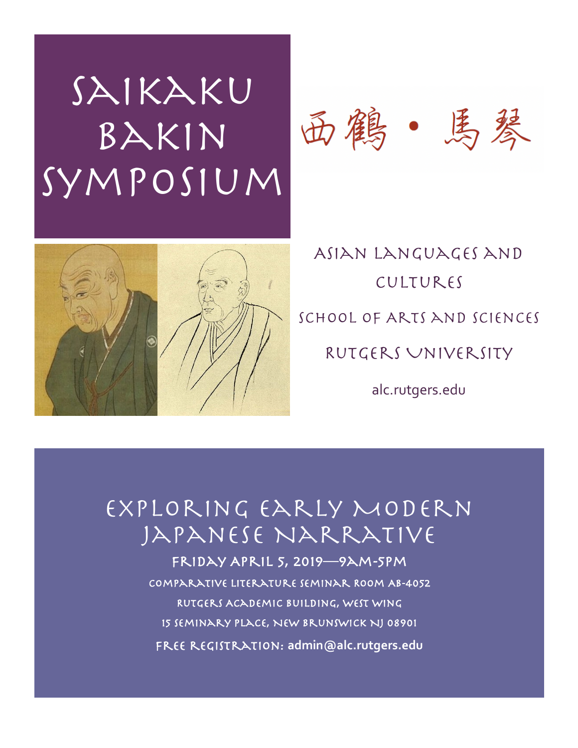# SAIKAKU BAKIN SYMPOSIUM

西鶴・馬琴

ASIAN LANGUAGES AND CULTURES

SCHOOL OF ARTS AND SCIENCES

RUTGERS UNIVERSITY

alc.rutgers.edu

## EXPLORING EARLY MODERN JAPANESE NARRATIVE

FRIDAY APRIL 5, 2019—9AM-5PM

COMPARATIVE LITERATURE SEMINAR ROOM AB-4052

RUTGERS ACADEMIC BUILDING, WEST WING

15 SEMINARY PLACE, NEW BRUNSWICK NJ 08901

FREE REGISTRATION: **admin@alc.rutgers.edu**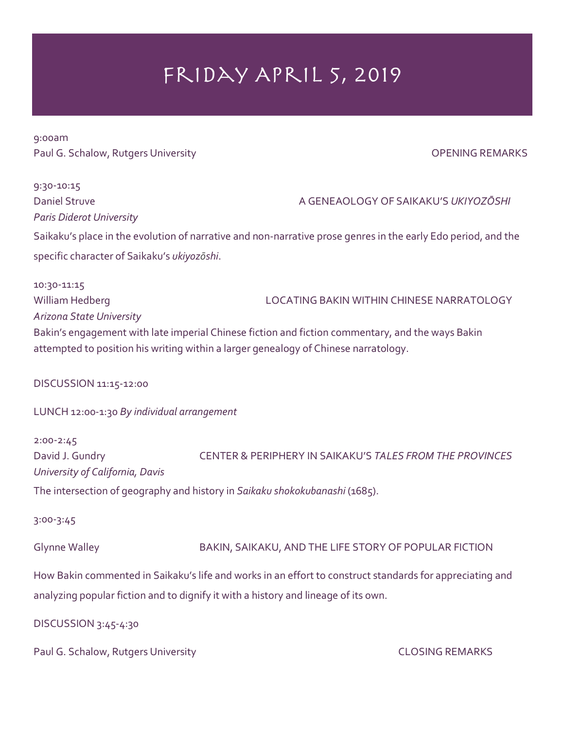# FRIDAY APRIL 5, 2019

9:00am
Paul G. Schalow, Rutgers University — OPENING REMARKS

9:30-10:15
Daniel Struve — A GENEAOLOGY OF SAIKAKU'S *UKIYOZŌSHI*
*Paris Diderot University*

Saikaku's place in the evolution of narrative and non-narrative prose genres in the early Edo period, and the specific character of Saikaku's *ukiyozōshi*.

10:30-11:15
William Hedberg — LOCATING BAKIN WITHIN CHINESE NARRATOLOGY
*Arizona State University*

Bakin's engagement with late imperial Chinese fiction and fiction commentary, and the ways Bakin attempted to position his writing within a larger genealogy of Chinese narratology.

DISCUSSION 11:15-12:00

LUNCH 12:00-1:30 *By individual arrangement*

2:00-2:45
David J. Gundry — CENTER & PERIPHERY IN SAIKAKU'S *TALES FROM THE PROVINCES*
*University of California, Davis*

The intersection of geography and history in *Saikaku shokokubanashi* (1685).

3:00-3:45

Glynne Walley — BAKIN, SAIKAKU, AND THE LIFE STORY OF POPULAR FICTION

How Bakin commented in Saikaku's life and works in an effort to construct standards for appreciating and analyzing popular fiction and to dignify it with a history and lineage of its own.

DISCUSSION 3:45-4:30

Paul G. Schalow, Rutgers University — CLOSING REMARKS